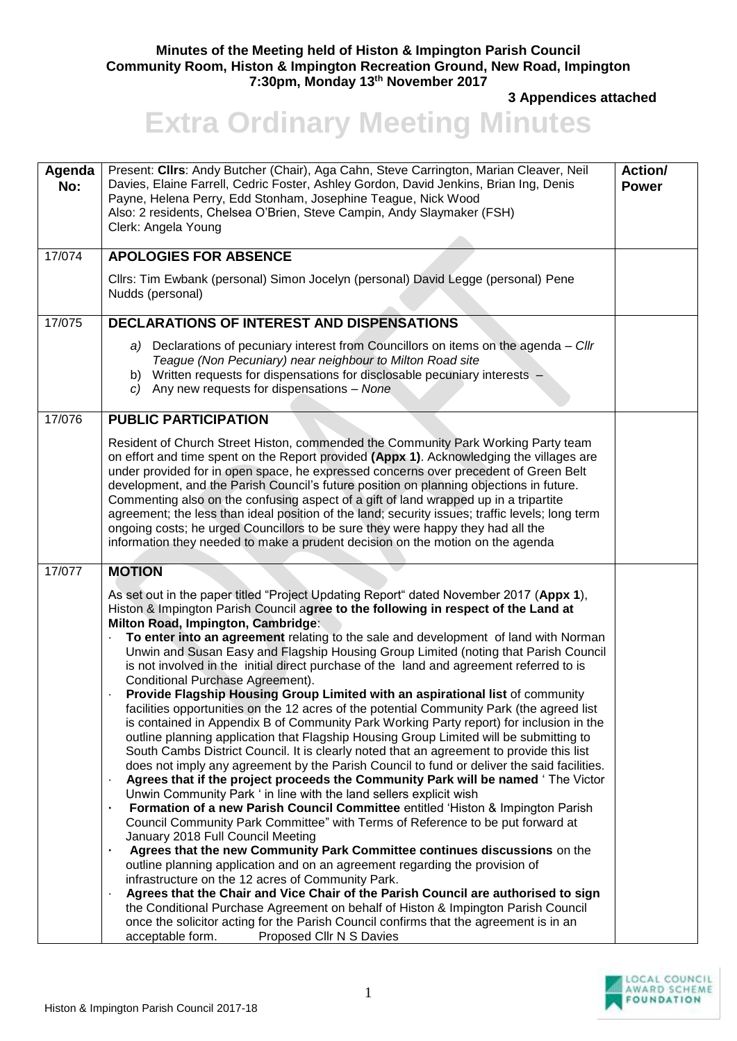**Minutes of the Meeting held of Histon & Impington Parish Council**
**Community Room, Histon & Impington Recreation Ground, New Road, Impington**
**7:30pm, Monday 13th November 2017**

**3 Appendices attached**

# Extra Ordinary Meeting Minutes

| Agenda No: | Present: **Cllrs**: Andy Butcher (Chair), Aga Cahn, Steve Carrington, Marian Cleaver, Neil Davies, Elaine Farrell, Cedric Foster, Ashley Gordon, David Jenkins, Brian Ing, Denis Payne, Helena Perry, Edd Stonham, Josephine Teague, Nick Wood<br>Also: 2 residents, Chelsea O'Brien, Steve Campin, Andy Slaymaker (FSH)<br>Clerk: Angela Young | **Action/ Power** |
|---|---|---|
| 17/074 | **APOLOGIES FOR ABSENCE**<br><br>Cllrs: Tim Ewbank (personal) Simon Jocelyn (personal) David Legge (personal) Pene Nudds (personal) | |
| 17/075 | **DECLARATIONS OF INTEREST AND DISPENSATIONS**<br><br>*a)* Declarations of pecuniary interest from Councillors on items on the agenda – *Cllr Teague (Non Pecuniary) near neighbour to Milton Road site*<br>b) Written requests for dispensations for disclosable pecuniary interests –<br>*c)* Any new requests for dispensations – *None* | |
| 17/076 | **PUBLIC PARTICIPATION**<br><br>Resident of Church Street Histon, commended the Community Park Working Party team on effort and time spent on the Report provided **(Appx 1)**. Acknowledging the villages are under provided for in open space, he expressed concerns over precedent of Green Belt development, and the Parish Council's future position on planning objections in future. Commenting also on the confusing aspect of a gift of land wrapped up in a tripartite agreement; the less than ideal position of the land; security issues; traffic levels; long term ongoing costs; he urged Councillors to be sure they were happy they had all the information they needed to make a prudent decision on the motion on the agenda | |
| 17/077 | **MOTION**<br><br>As set out in the paper titled "Project Updating Report" dated November 2017 (**Appx 1**), Histon & Impington Parish Council a**gree to the following in respect of the Land at Milton Road, Impington, Cambridge**:<br>· **To enter into an agreement** relating to the sale and development of land with Norman Unwin and Susan Easy and Flagship Housing Group Limited (noting that Parish Council is not involved in the initial direct purchase of the land and agreement referred to is Conditional Purchase Agreement).<br>· **Provide Flagship Housing Group Limited with an aspirational list** of community facilities opportunities on the 12 acres of the potential Community Park (the agreed list is contained in Appendix B of Community Park Working Party report) for inclusion in the outline planning application that Flagship Housing Group Limited will be submitting to South Cambs District Council. It is clearly noted that an agreement to provide this list does not imply any agreement by the Parish Council to fund or deliver the said facilities.<br>· **Agrees that if the project proceeds the Community Park will be named** ' The Victor Unwin Community Park ' in line with the land sellers explicit wish<br>· **Formation of a new Parish Council Committee** entitled 'Histon & Impington Parish Council Community Park Committee" with Terms of Reference to be put forward at January 2018 Full Council Meeting<br>· **Agrees that the new Community Park Committee continues discussions** on the outline planning application and on an agreement regarding the provision of infrastructure on the 12 acres of Community Park.<br>· **Agrees that the Chair and Vice Chair of the Parish Council are authorised to sign** the Conditional Purchase Agreement on behalf of Histon & Impington Parish Council once the solicitor acting for the Parish Council confirms that the agreement is in an acceptable form. Proposed Cllr N S Davies | |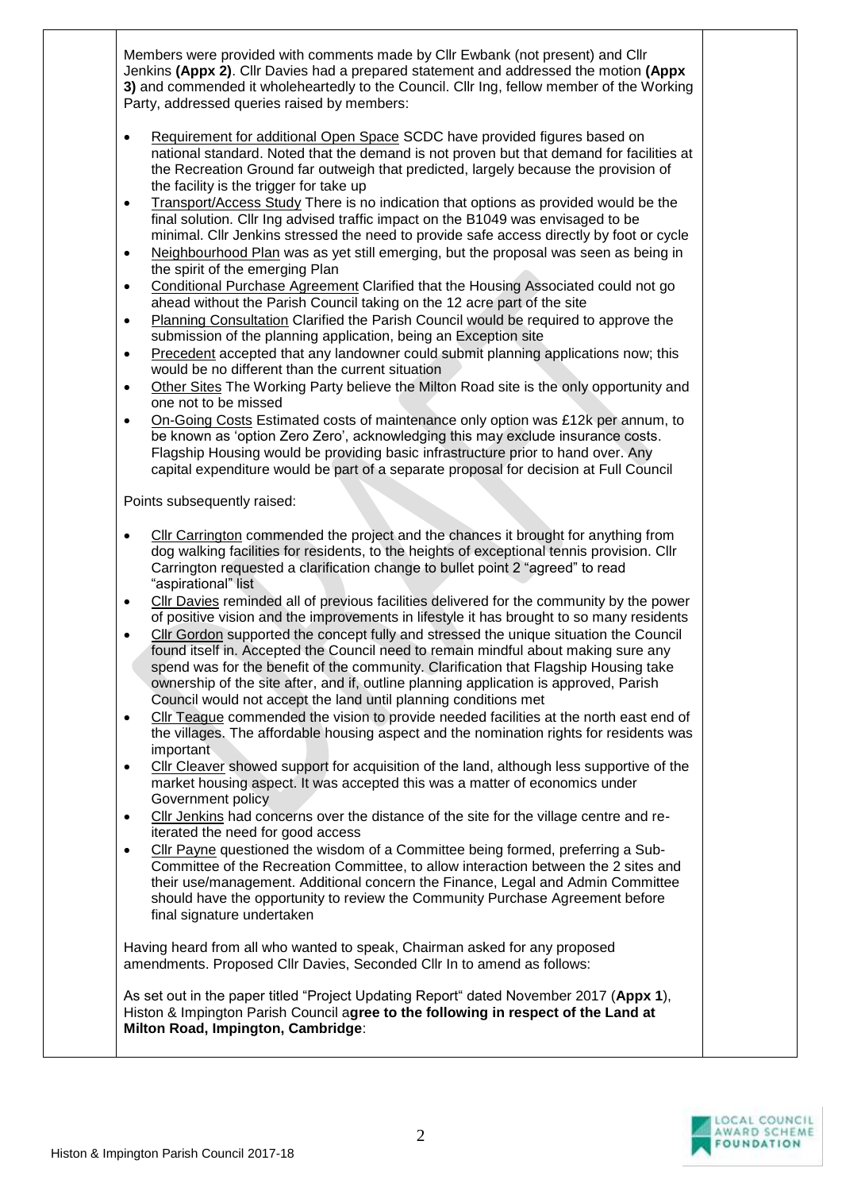Members were provided with comments made by Cllr Ewbank (not present) and Cllr Jenkins **(Appx 2)**. Cllr Davies had a prepared statement and addressed the motion **(Appx 3)** and commended it wholeheartedly to the Council. Cllr Ing, fellow member of the Working Party, addressed queries raised by members:

- Requirement for additional Open Space SCDC have provided figures based on national standard. Noted that the demand is not proven but that demand for facilities at the Recreation Ground far outweigh that predicted, largely because the provision of the facility is the trigger for take up
- Transport/Access Study There is no indication that options as provided would be the final solution. Cllr Ing advised traffic impact on the B1049 was envisaged to be minimal. Cllr Jenkins stressed the need to provide safe access directly by foot or cycle
- Neighbourhood Plan was as yet still emerging, but the proposal was seen as being in the spirit of the emerging Plan
- Conditional Purchase Agreement Clarified that the Housing Associated could not go ahead without the Parish Council taking on the 12 acre part of the site
- Planning Consultation Clarified the Parish Council would be required to approve the submission of the planning application, being an Exception site
- Precedent accepted that any landowner could submit planning applications now; this would be no different than the current situation
- Other Sites The Working Party believe the Milton Road site is the only opportunity and one not to be missed
- On-Going Costs Estimated costs of maintenance only option was £12k per annum, to be known as 'option Zero Zero', acknowledging this may exclude insurance costs. Flagship Housing would be providing basic infrastructure prior to hand over. Any capital expenditure would be part of a separate proposal for decision at Full Council

Points subsequently raised:

- Cllr Carrington commended the project and the chances it brought for anything from dog walking facilities for residents, to the heights of exceptional tennis provision. Cllr Carrington requested a clarification change to bullet point 2 "agreed" to read "aspirational" list
- Cllr Davies reminded all of previous facilities delivered for the community by the power of positive vision and the improvements in lifestyle it has brought to so many residents
- Cllr Gordon supported the concept fully and stressed the unique situation the Council found itself in. Accepted the Council need to remain mindful about making sure any spend was for the benefit of the community. Clarification that Flagship Housing take ownership of the site after, and if, outline planning application is approved, Parish Council would not accept the land until planning conditions met
- Cllr Teague commended the vision to provide needed facilities at the north east end of the villages. The affordable housing aspect and the nomination rights for residents was important
- Cllr Cleaver showed support for acquisition of the land, although less supportive of the market housing aspect. It was accepted this was a matter of economics under Government policy
- Cllr Jenkins had concerns over the distance of the site for the village centre and re-iterated the need for good access
- Cllr Payne questioned the wisdom of a Committee being formed, preferring a Sub-Committee of the Recreation Committee, to allow interaction between the 2 sites and their use/management. Additional concern the Finance, Legal and Admin Committee should have the opportunity to review the Community Purchase Agreement before final signature undertaken

Having heard from all who wanted to speak, Chairman asked for any proposed amendments. Proposed Cllr Davies, Seconded Cllr In to amend as follows:

As set out in the paper titled "Project Updating Report" dated November 2017 (**Appx 1**), Histon & Impington Parish Council a**gree to the following in respect of the Land at Milton Road, Impington, Cambridge**: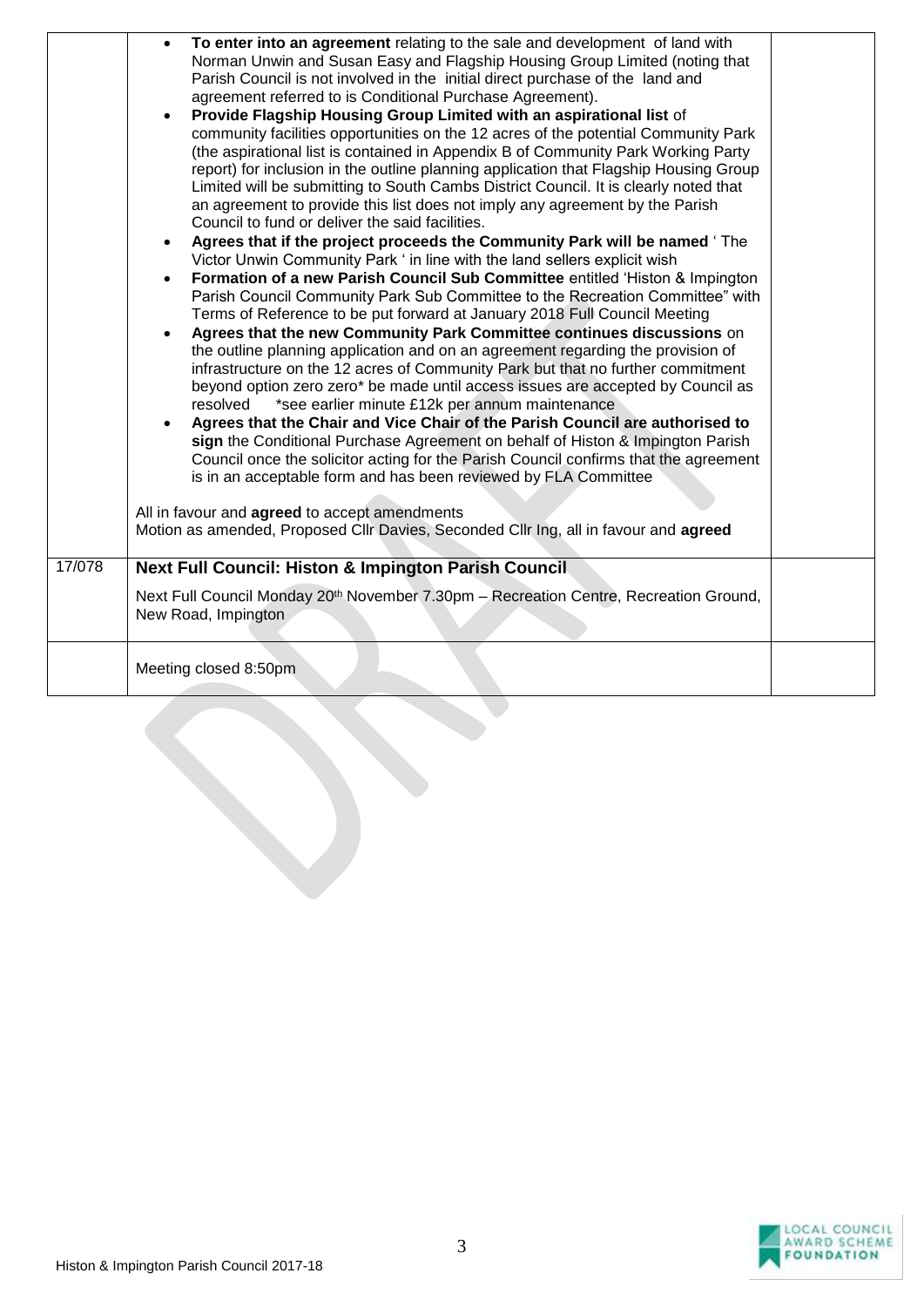| | | |
|---|---|---|
| | • **To enter into an agreement** relating to the sale and development of land with Norman Unwin and Susan Easy and Flagship Housing Group Limited (noting that Parish Council is not involved in the initial direct purchase of the land and agreement referred to is Conditional Purchase Agreement).<br>• **Provide Flagship Housing Group Limited with an aspirational list** of community facilities opportunities on the 12 acres of the potential Community Park (the aspirational list is contained in Appendix B of Community Park Working Party report) for inclusion in the outline planning application that Flagship Housing Group Limited will be submitting to South Cambs District Council. It is clearly noted that an agreement to provide this list does not imply any agreement by the Parish Council to fund or deliver the said facilities.<br>• **Agrees that if the project proceeds the Community Park will be named** ' The Victor Unwin Community Park ' in line with the land sellers explicit wish<br>• **Formation of a new Parish Council Sub Committee** entitled 'Histon & Impington Parish Council Community Park Sub Committee to the Recreation Committee" with Terms of Reference to be put forward at January 2018 Full Council Meeting<br>• **Agrees that the new Community Park Committee continues discussions** on the outline planning application and on an agreement regarding the provision of infrastructure on the 12 acres of Community Park but that no further commitment beyond option zero zero* be made until access issues are accepted by Council as resolved *see earlier minute £12k per annum maintenance<br>• **Agrees that the Chair and Vice Chair of the Parish Council are authorised to sign** the Conditional Purchase Agreement on behalf of Histon & Impington Parish Council once the solicitor acting for the Parish Council confirms that the agreement is in an acceptable form and has been reviewed by FLA Committee<br><br>All in favour and **agreed** to accept amendments<br>Motion as amended, Proposed Cllr Davies, Seconded Cllr Ing, all in favour and **agreed** | |
| 17/078 | **Next Full Council: Histon & Impington Parish Council**<br><br>Next Full Council Monday 20th November 7.30pm – Recreation Centre, Recreation Ground, New Road, Impington | |
| | Meeting closed 8:50pm | |